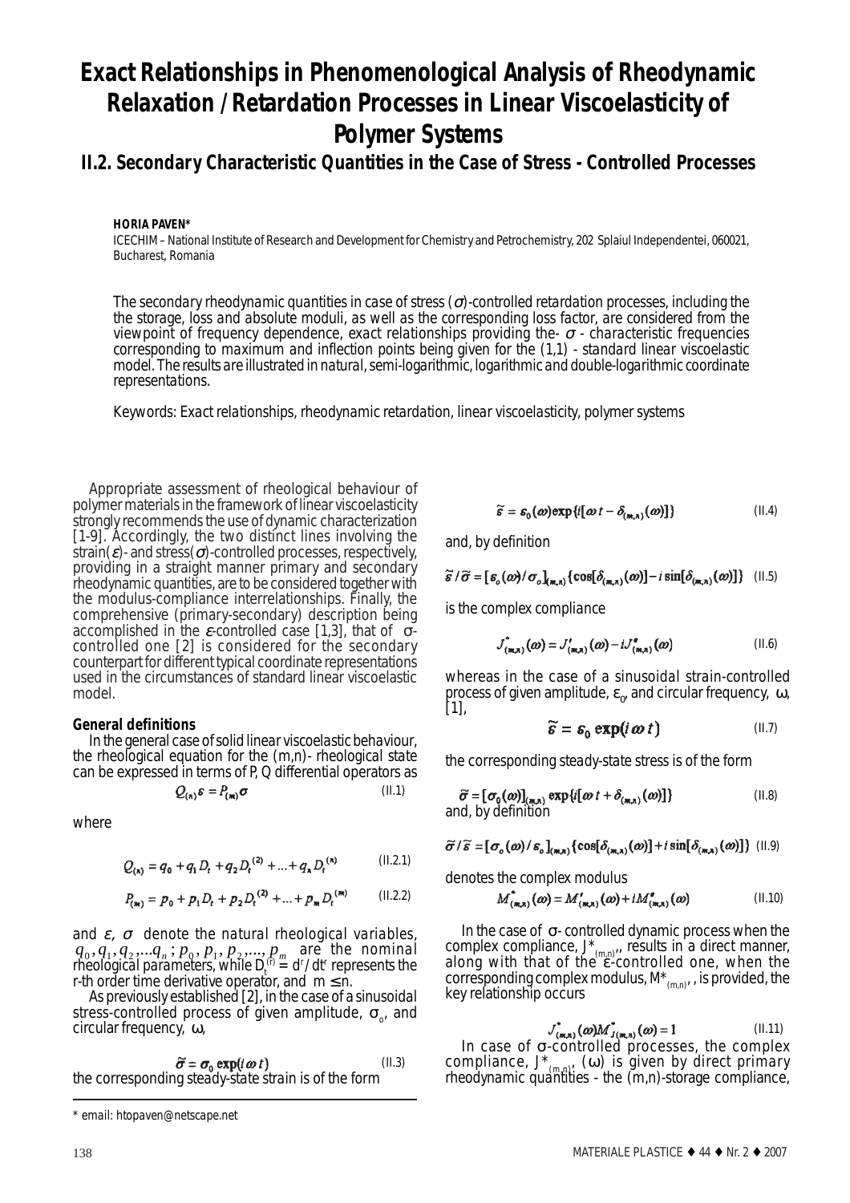# Exact Relationships in Phenomenological Analysis of Rheodynamic Relaxation / Retardation Processes in Linear Viscoelasticity of Polymer Systems

## II.2. Secondary Characteristic Quantities in the Case of Stress - Controlled Processes

**HORIA PAVEN***

ICECHIM – National Institute of Research and Development for Chemistry and Petrochemistry, 202 Splaiul Independentei, 060021, Bucharest, Romania

*The secondary rheodynamic quantities in case of stress ($\sigma$)-controlled retardation processes, including the the storage, loss and absolute moduli, as well as the corresponding loss factor, are considered from the viewpoint of frequency dependence, exact relationships providing the- $\sigma$ - characteristic frequencies corresponding to maximum and inflection points being given for the (1,1) - standard linear viscoelastic model. The results are illustrated in natural, semi-logarithmic, logarithmic and double-logarithmic coordinate representations.*

*Keywords: Exact relationships, rheodynamic retardation, linear viscoelasticity, polymer systems*

Appropriate assessment of rheological behaviour of polymer materials in the framework of linear viscoelasticity strongly recommends the use of dynamic characterization [1-9]. Accordingly, the two distinct lines involving the strain($\varepsilon$)- and stress($\sigma$)-controlled processes, respectively, providing in a straight manner primary and secondary rheodynamic quantities, are to be considered together with the modulus-compliance interrelationships. Finally, the comprehensive (primary-secondary) description being accomplished in the $\varepsilon$-controlled case [1,3], that of $\sigma$-controlled one [2] is considered for the secondary counterpart for different typical coordinate representations used in the circumstances of standard linear viscoelastic model.

### General definitions

In the general case of solid linear viscoelastic behaviour, the rheological equation for the (m,n)- rheological state can be expressed in terms of P, Q differential operators as

$$Q_{(n)}\varepsilon = P_{(m)}\sigma \qquad \text{(II.1)}$$

where

$$Q_{(n)} = q_0 + q_1 D_t + q_2 D_t^{(2)} + ... + q_n D_t^{(n)} \qquad \text{(II.2.1)}$$

$$P_{(m)} = p_0 + p_1 D_t + p_2 D_t^{(2)} + ... + p_m D_t^{(m)} \qquad \text{(II.2.2)}$$

and $\varepsilon$, $\sigma$ denote the natural rheological variables, $q_0, q_1, q_2, ...q_n$ ; $p_0, p_1, p_2, ..., p_m$ are the nominal rheological parameters, while $D_t^{(r)} = d^r/dt^r$ represents the r-th order time derivative operator, and $m \leq n$.

As previously established [2], in the case of a sinusoidal stress-controlled process of given amplitude, $\sigma_o$, and circular frequency, $\omega$,

$$\tilde{\sigma} = \sigma_0 \exp(i\omega t) \qquad \text{(II.3)}$$

the corresponding steady-state strain is of the form

$$\tilde{\varepsilon} = \varepsilon_0(\omega)\exp\{i[\omega t - \delta_{(m,n)}(\omega)]\} \qquad \text{(II.4)}$$

and, by definition

$$\tilde{\varepsilon}/\tilde{\sigma} = [\varepsilon_o(\omega)/\sigma_o]_{(m,n)}\{\cos[\delta_{(m,n)}(\omega)] - i\sin[\delta_{(m,n)}(\omega)]\} \qquad \text{(II.5)}$$

is the complex compliance

$$J^*_{(m,n)}(\omega) = J'_{(m,n)}(\omega) - iJ''_{(m,n)}(\omega) \qquad \text{(II.6)}$$

whereas in the case of a sinusoidal strain-controlled process of given amplitude, $\varepsilon_o$, and circular frequency, $\omega$, [1],

$$\tilde{\varepsilon} = \varepsilon_0 \exp(i\omega t) \qquad \text{(II.7)}$$

the corresponding steady-state stress is of the form

$$\tilde{\sigma} = [\sigma_0(\omega)]_{(m,n)} \exp\{i[\omega t + \delta_{(m,n)}(\omega)]\} \qquad \text{(II.8)}$$

and, by definition

$$\tilde{\sigma}/\tilde{\varepsilon} = [\sigma_o(\omega)/\varepsilon_o]_{(m,n)}\{\cos[\delta_{(m,n)}(\omega)] + i\sin[\delta_{(m,n)}(\omega)]\} \qquad \text{(II.9)}$$

denotes the complex modulus

$$M^*_{(m,n)}(\omega) = M'_{(m,n)}(\omega) + iM''_{(m,n)}(\omega) \qquad \text{(II.10)}$$

In the case of $\sigma$- controlled dynamic process when the complex compliance, $J^*_{(m,n)}$, results in a direct manner, along with that of the $\varepsilon$-controlled one, when the corresponding complex modulus, $M^*_{(m,n)}$, is provided, the key relationship occurs

$$J^*_{(m,n)}(\omega)M^*_{J(m,n)}(\omega) = 1 \qquad \text{(II.11)}$$

In case of $\sigma$-controlled processes, the complex compliance, $J^*_{(m,n)}$, ($\omega$) is given by direct primary rheodynamic quantities - the (m,n)-storage compliance,

---

* email: htopaven@netscape.net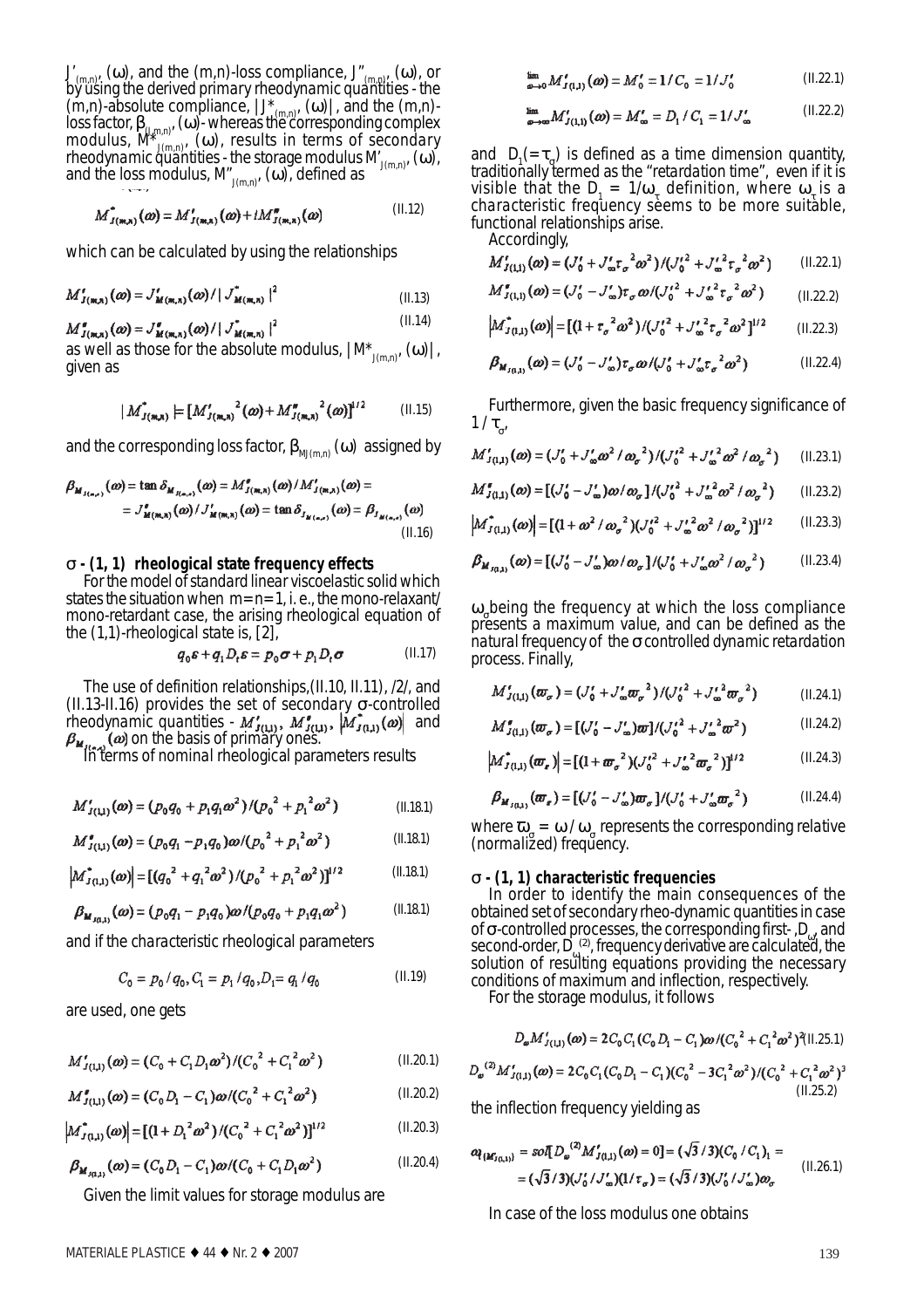$J'_{(m,n)'}(\omega)$, and the (m,n)-loss compliance, $J''_{(m,n)'}(\omega)$, or by using the derived primary rheodynamic quantities - the (m,n)-absolute compliance, $|J^*_{(m,n)'}(\omega)|$, and the (m,n)-loss factor, $\beta_{J(m,n)'}(\omega)$ - whereas the corresponding complex modulus, $M^*_{J(m,n)'}(\omega)$, results in terms of secondary rheodynamic quantities - the storage modulus $M'_{J(m,n)'}(\omega)$, and the loss modulus, $M''_{J(m,n)'}(\omega)$, defined as

$$M^*_{J(m,n)}(\omega) = M'_{J(m,n)}(\omega) + iM''_{J(m,n)}(\omega) \tag{II.12}$$

which can be calculated by using the relationships

$$M'_{J(m,n)}(\omega) = J'_{M(m,n)}(\omega) / |J^*_{M(m,n)}|^2 \tag{II.13}$$

$$M''_{J(m,n)}(\omega) = J''_{M(m,n)}(\omega) / |J^*_{M(m,n)}|^2 \tag{II.14}$$

as well as those for the absolute modulus, $|M^*_{J(m,n)'}(\omega)|$, given as

$$|M^*_{J(m,n)}| = [M'^2_{J(m,n)}(\omega) + M''^2_{J(m,n)}(\omega)]^{1/2} \tag{II.15}$$

and the corresponding loss factor, $\beta_{MJ(m,n)}(\omega)$ assigned by

$$\begin{aligned}\beta_{M_{J(m,n)}}(\omega) &= \tan\delta_{M_{J(m,n)}}(\omega) = M''_{J(m,n)}(\omega)/M'_{J(m,n)}(\omega) = \\ &= J''_{M(m,n)}(\omega)/J'_{M(m,n)}(\omega) = \tan\delta_{J_{M(m,n)}}(\omega) = \beta_{J_{M(m,n)}}(\omega)\end{aligned} \tag{II.16}$$

### σ - (1, 1) rheological state frequency effects

For the model of standard linear viscoelastic solid which states the situation when m=n=1, i. e., the mono-relaxant/mono-retardant case, the arising rheological equation of the (1,1)-rheological state is, [2],

$$q_0\varepsilon + q_1 D_t \varepsilon = p_0\sigma + p_1 D_t \sigma \tag{II.17}$$

The use of definition relationships,(II.10, II.11), /2/, and (II.13-II.16) provides the set of secondary σ-controlled rheodynamic quantities - $M'_{J(1,1)}$, $M''_{J(1,1)}$, $|M^*_{J(1,1)}(\omega)|$ and $\beta_{M_{J(1,1)}}(\omega)$ on the basis of primary ones.

In terms of nominal rheological parameters results

$$M'_{J(1,1)}(\omega) = (p_0 q_0 + p_1 q_1 \omega^2)/(p_0^2 + p_1^2\omega^2) \tag{II.18.1}$$

$$M''_{J(1,1)}(\omega) = (p_0 q_1 - p_1 q_0)\omega/(p_0^2 + p_1^2\omega^2) \tag{II.18.1}$$

$$|M^*_{J(1,1)}(\omega)| = [(q_0^2 + q_1^2\omega^2)/(p_0^2 + p_1^2\omega^2)]^{1/2} \tag{II.18.1}$$

$$\beta_{M_{J(1,1)}}(\omega) = (p_0 q_1 - p_1 q_0)\omega/(p_0 q_0 + p_1 q_1 \omega^2) \tag{II.18.1}$$

and if the characteristic rheological parameters

$$C_0 = p_0/q_0, C_1 = p_1/q_0, D_1 = q_1/q_0 \tag{II.19}$$

are used, one gets

$$M'_{J(1,1)}(\omega) = (C_0 + C_1 D_1 \omega^2)/(C_0^2 + C_1^2\omega^2) \tag{II.20.1}$$

$$M''_{J(1,1)}(\omega) = (C_0 D_1 - C_1)\omega/(C_0^2 + C_1^2\omega^2) \tag{II.20.2}$$

$$|M^*_{J(1,1)}(\omega)| = [(1 + D_1^2\omega^2)/(C_0^2 + C_1^2\omega^2)]^{1/2} \tag{II.20.3}$$

$$\beta_{M_{J(1,1)}}(\omega) = (C_0 D_1 - C_1)\omega/(C_0 + C_1 D_1 \omega^2) \tag{II.20.4}$$

Given the limit values for storage modulus are

$$\lim_{\omega\to 0} M'_{J(1,1)}(\omega) = M'_0 = 1/C_0 = 1/J'_0 \tag{II.22.1}$$

$$\lim_{\omega\to\infty} M'_{J(1,1)}(\omega) = M'_\infty = D_1/C_1 = 1/J'_\infty \tag{II.22.2}$$

and $D_1(=\tau_\sigma)$ is defined as a time dimension quantity, traditionally termed as the "retardation time", even if it is visible that the $D_1 = 1/\omega_\tau$ definition, where $\omega_\tau$ is a characteristic frequency seems to be more suitable, functional relationships arise.

Accordingly,

$$M'_{J(1,1)}(\omega) = (J'_0 + J'_\infty\tau_\sigma^2\omega^2)/(J'^2_0 + J'^2_\infty\tau_\sigma^2\omega^2) \tag{II.22.1}$$

$$M''_{J(1,1)}(\omega) = (J'_0 - J'_\infty)\tau_\sigma\omega/(J'^2_0 + J'^2_\infty\tau_\sigma^2\omega^2) \tag{II.22.2}$$

$$|M^*_{J(1,1)}(\omega)| = [(1 + \tau_\sigma^2\omega^2)/(J'^2_0 + J'^2_\infty\tau_\sigma^2\omega^2)]^{1/2} \tag{II.22.3}$$

$$\beta_{M_{J(1,1)}}(\omega) = (J'_0 - J'_\infty)\tau_\sigma\omega/(J'_0 + J'_\infty\tau_\sigma^2\omega^2) \tag{II.22.4}$$

Furthermore, given the basic frequency significance of $1/\tau_\sigma$,

$$M'_{J(1,1)}(\omega) = (J'_0 + J'_\infty\omega^2/\omega_\sigma^2)/(J'^2_0 + J'^2_\infty\omega^2/\omega_\sigma^2) \tag{II.23.1}$$

$$M''_{J(1,1)}(\omega) = [(J'_0 - J'_\infty)\omega/\omega_\sigma]/(J'^2_0 + J'^2_\infty\omega^2/\omega_\sigma^2) \tag{II.23.2}$$

$$|M^*_{J(1,1)}(\omega)| = [(1 + \omega^2/\omega_\sigma^2)(J'^2_0 + J'^2_\infty\omega^2/\omega_\sigma^2)]^{1/2} \tag{II.23.3}$$

$$\beta_{M_{J(1,1)}}(\omega) = [(J'_0 - J'_\infty)\omega/\omega_\sigma]/(J'_0 + J'_\infty\omega^2/\omega_\sigma^2) \tag{II.23.4}$$

$\omega_\sigma$ being the frequency at which the loss compliance presents a maximum value, and can be defined as the natural frequency of the σ controlled dynamic retardation process. Finally,

$$M'_{J(1,1)}(\varpi_\sigma) = (J'_0 + J'_\infty\varpi_\sigma^2)/(J'^2_0 + J'^2_\infty\varpi_\sigma^2) \tag{II.24.1}$$

$$M''_{J(1,1)}(\varpi_\sigma) = [(J'_0 - J'_\infty)\varpi]/(J'^2_0 + J'^2_\infty\varpi^2) \tag{II.24.2}$$

$$|M^*_{J(1,1)}(\varpi_\sigma)| = [(1 + \varpi_\sigma^2)(J'^2_0 + J'^2_\infty\varpi_\sigma^2)]^{1/2} \tag{II.24.3}$$

$$\beta_{M_{J(1,1)}}(\varpi_\sigma) = [(J'_0 - J'_\infty)\varpi_\sigma]/(J'_0 + J'_\infty\varpi_\sigma^2) \tag{II.24.4}$$

where $\varpi_\sigma = \omega/\omega_\sigma$ represents the corresponding relative (normalized) frequency.

### σ - (1, 1) characteristic frequencies

In order to identify the main consequences of the obtained set of secondary rheo-dynamic quantities in case of σ-controlled processes, the corresponding first-, $D_\omega$, and second-order, $D_\omega^{(2)}$, frequency derivative are calculated, the solution of resulting equations providing the necessary conditions of maximum and inflection, respectively.

For the storage modulus, it follows

$$D_\omega M'_{J(1,1)}(\omega) = 2C_0C_1(C_0D_1 - C_1)\omega/(C_0^2 + C_1^2\omega^2)^2 \tag{II.25.1}$$

$$D_\omega^{(2)} M'_{J(1,1)}(\omega) = 2C_0C_1(C_0D_1 - C_1)(C_0^2 - 3C_1^2\omega^2)/(C_0^2 + C_1^2\omega^2)^3 \tag{II.25.2}$$

the inflection frequency yielding as

$$\begin{aligned}\omega_{i\{M'_{J(1,1)}\}} &= sol[D_\omega^{(2)} M'_{J(1,1)}(\omega) = 0] = (\sqrt{3}/3)(C_0/C_1)_1 = \\ &= (\sqrt{3}/3)(J'_0/J'_\infty)(1/\tau_\sigma) = (\sqrt{3}/3)(J'_0/J'_\infty)\omega_\sigma\end{aligned} \tag{II.26.1}$$

In case of the loss modulus one obtains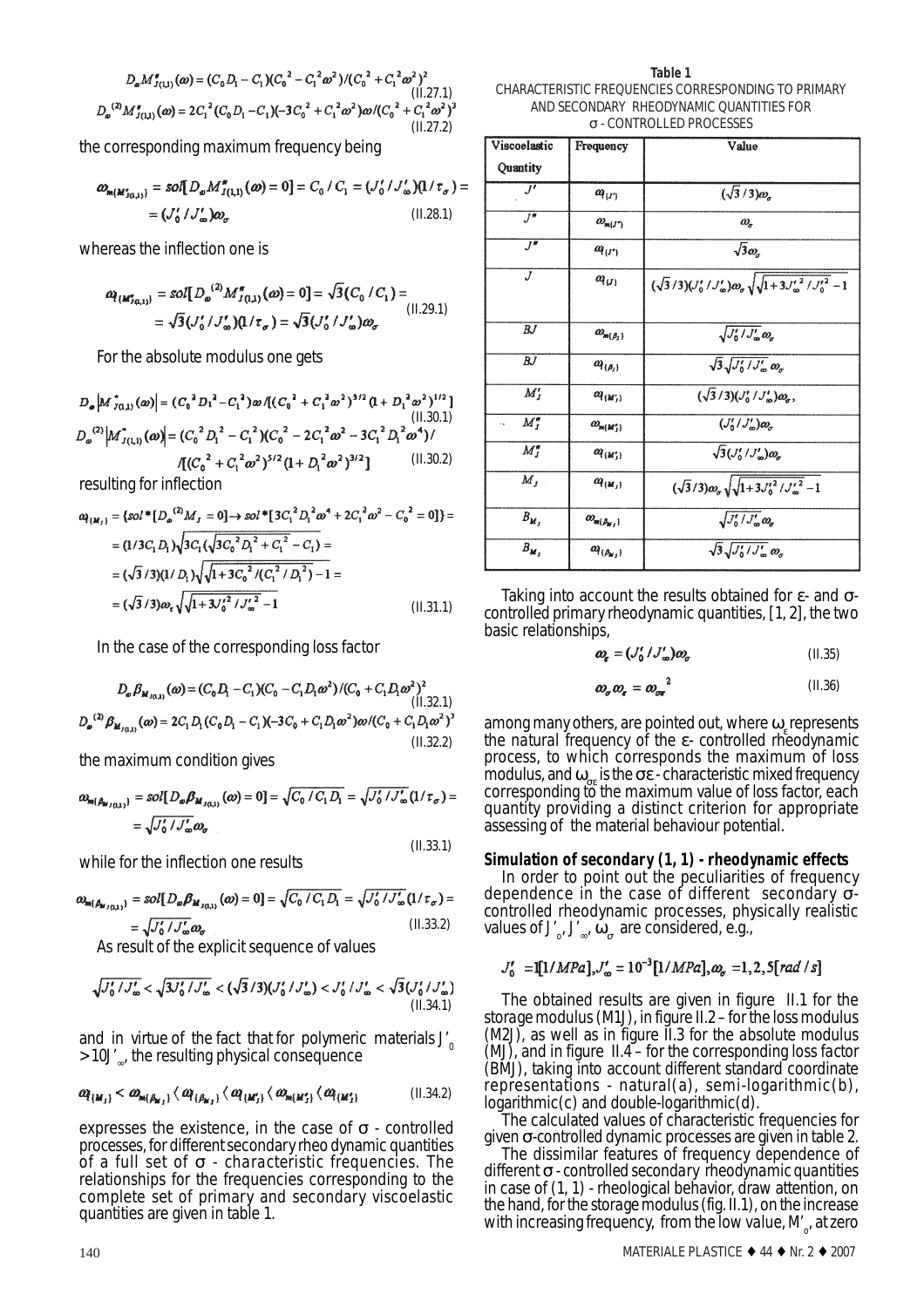$$D_\omega M''_{J(1,1)}(\omega) = (C_0 D_1 - C_1)(C_0^2 - C_1^2\omega^2)/(C_0^2 + C_1^2\omega^2)^2 \tag{II.27.1}$$

$$D_\omega^{(2)} M''_{J(1,1)}(\omega) = 2C_1^2(C_0 D_1 - C_1)(-3C_0^2 + C_1^2\omega^2)\omega/(C_0^2 + C_1^2\omega^2)^3 \tag{II.27.2}$$

the corresponding maximum frequency being

$$\omega_{m\{M''_{J(1,1)}\}} = sol[D_\omega M''_{J(1,1)}(\omega) = 0] = C_0 / C_1 = (J'_0 / J'_\infty)(1/\tau_\sigma) = (J'_0 / J'_\infty)\omega_\sigma \tag{II.28.1}$$

whereas the inflection one is

$$\omega_{i\{M''_{J(1,1)}\}} = sol[D_\omega^{(2)} M''_{J(1,1)}(\omega) = 0] = \sqrt{3}(C_0 / C_1) = \sqrt{3}(J'_0 / J'_\infty)(1/\tau_\sigma) = \sqrt{3}(J'_0 / J'_\infty)\omega_\sigma \tag{II.29.1}$$

For the absolute modulus one gets

$$D_\omega \left|M^*_{J(1,1)}(\omega)\right| = (C_0^2 D_1^2 - C_1^2)\omega / [(C_0^2 + C_1^2\omega^2)^{3/2}(1 + D_1^2\omega^2)^{1/2}] \tag{II.30.1}$$

$$D_\omega^{(2)} \left|M^*_{J(1,1)}(\omega)\right| = (C_0^2 D_1^2 - C_1^2)(C_0^2 - 2C_1^2\omega^2 - 3C_1^2 D_1^2\omega^4) / [(C_0^2 + C_1^2\omega^2)^{5/2}(1 + D_1^2\omega^2)^{3/2}] \tag{II.30.2}$$

resulting for inflection

$$\begin{aligned}\omega_{i\{M_J\}} &= \{sol*[D_\omega^{(2)} M_J = 0] \rightarrow sol*[3C_1^2 D_1^2\omega^4 + 2C_1^2\omega^2 - C_0^2 = 0]\} = \\ &= (1/3C_1 D_1)\sqrt{3C_1(\sqrt{3C_0^2 D_1^2 + C_1^2} - C_1)} = \\ &= (\sqrt{3}/3)(1/D_1)\sqrt{\sqrt{1 + 3C_0^2/(C_1^2/D_1^2)} - 1} = \\ &= (\sqrt{3}/3)\omega_\varepsilon\sqrt{\sqrt{1 + 3J_0'^2/J_\infty'^2} - 1}\end{aligned} \tag{II.31.1}$$

In the case of the corresponding loss factor

$$D_\omega \beta_{M_{J(1,1)}}(\omega) = (C_0 D_1 - C_1)(C_0 - C_1 D_1\omega^2)/(C_0 + C_1 D_1\omega^2)^2 \tag{II.32.1}$$

$$D_\omega^{(2)} \beta_{M_{J(1,1)}}(\omega) = 2C_1 D_1(C_0 D_1 - C_1)(-3C_0 + C_1 D_1\omega^2)\omega/(C_0 + C_1 D_1\omega^2)^3 \tag{II.32.2}$$

the maximum condition gives

$$\omega_{m\{\beta_{M_{J(1,1)}}\}} = sol[D_\omega \beta_{M_{J(1,1)}}(\omega) = 0] = \sqrt{C_0 / C_1 D_1} = \sqrt{J'_0 / J'_\infty}(1/\tau_\sigma) = \sqrt{J'_0 / J'_\infty}\omega_\sigma \tag{II.33.1}$$

while for the inflection one results

$$\omega_{m\{\beta_{M_{J(1,1)}}\}} = sol[D_\omega \beta_{M_{J(1,1)}}(\omega) = 0] = \sqrt{C_0 / C_1 D_1} = \sqrt{J'_0 / J'_\infty}(1/\tau_\sigma) = \sqrt{J'_0 / J'_\infty}\omega_\sigma \tag{II.33.2}$$

As result of the explicit sequence of values

$$\sqrt{J'_0 / J'_\infty} < \sqrt{3J'_0 / J'_\infty} < (\sqrt{3}/3)(J'_0 / J'_\infty) < J'_0 / J'_\infty < \sqrt{3}(J'_0 / J'_\infty) \tag{II.34.1}$$

and in virtue of the fact that for polymeric materials $J'_0 > 10J'_\infty$, the resulting physical consequence

$$\omega_{i\{M_J\}} < \omega_{m\{\beta_{M_J}\}} \langle \omega_{i\{\beta_{M_J}\}} \langle \omega_{i\{M'_J\}} \langle \omega_{m\{M''_J\}} \langle \omega_{i\{M''_J\}} \tag{II.34.2}$$

expresses the existence, in the case of $\sigma$ - controlled processes, for different secondary rheo dynamic quantities of a full set of $\sigma$ - characteristic frequencies. The relationships for the frequencies corresponding to the complete set of primary and secondary viscoelastic quantities are given in table 1.

**Table 1**
CHARACTERISTIC FREQUENCIES CORRESPONDING TO PRIMARY AND SECONDARY RHEODYNAMIC QUANTITIES FOR $\sigma$ - CONTROLLED PROCESSES

| Viscoelastic Quantity | Frequency | Value |
|---|---|---|
| $J'$ | $\omega_{i\{J'\}}$ | $(\sqrt{3}/3)\omega_\sigma$ |
| $J''$ | $\omega_{m\{J''\}}$ | $\omega_\sigma$ |
| $J''$ | $\omega_{i\{J''\}}$ | $\sqrt{3}\omega_\sigma$ |
| $J$ | $\omega_{i\{J\}}$ | $(\sqrt{3}/3)(J'_0/J'_\infty)\omega_\sigma\sqrt{\sqrt{1+3J_\infty'^2/J_0'^2}-1}$ |
| $BJ$ | $\omega_{m\{\beta_J\}}$ | $\sqrt{J'_0/J'_\infty}\,\omega_\sigma$ |
| $BJ$ | $\omega_{i\{\beta_J\}}$ | $\sqrt{3}\sqrt{J'_0/J'_\infty}\,\omega_\sigma$ |
| $M'_J$ | $\omega_{i\{M'_J\}}$ | $(\sqrt{3}/3)(J'_0/J'_\infty)\omega_\sigma$, |
| $M''_J$ | $\omega_{m\{M''_J\}}$ | $(J'_0/J'_\infty)\omega_\sigma$ |
| $M''_J$ | $\omega_{i\{M''_J\}}$ | $\sqrt{3}(J'_0/J'_\infty)\omega_\sigma$ |
| $M_J$ | $\omega_{i\{M_J\}}$ | $(\sqrt{3}/3)\omega_\varepsilon\sqrt{\sqrt{1+3J_0'^2/J_\infty'^2}-1}$ |
| $B_{M_J}$ | $\omega_{m\{\beta_{M_J}\}}$ | $\sqrt{J'_0/J'_\infty}\,\omega_\sigma$ |
| $B_{M_J}$ | $\omega_{i\{\beta_{M_J}\}}$ | $\sqrt{3}\sqrt{J'_0/J'_\infty}\,\omega_\sigma$ |

Taking into account the results obtained for $\varepsilon$- and $\sigma$-controlled primary rheodynamic quantities, [1, 2], the two basic relationships,

$$\omega_\varepsilon = (J'_0 / J'_\infty)\omega_\sigma \tag{II.35}$$

$$\omega_\sigma \omega_\varepsilon = \omega_{\sigma\varepsilon}^2 \tag{II.36}$$

among many others, are pointed out, where $\omega_\varepsilon$ represents the natural frequency of the $\varepsilon$- controlled rheodynamic process, to which corresponds the maximum of loss modulus, and $\omega_{\sigma\varepsilon}$ is the $\sigma\varepsilon$ - characteristic mixed frequency corresponding to the maximum value of loss factor, each quantity providing a distinct criterion for appropriate assessing of the material behaviour potential.

**Simulation of secondary (1, 1) - rheodynamic effects**

In order to point out the peculiarities of frequency dependence in the case of different secondary $\sigma$-controlled rheodynamic processes, physically realistic values of $J'_0$, $J'_\infty$, $\omega_\sigma$ are considered, e.g.,

$$J'_0 = 1[1/MPa], J'_\infty = 10^{-3}[1/MPa], \omega_\sigma = 1, 2, 5[rad/s]$$

The obtained results are given in figure II.1 for the storage modulus (M1J), in figure II.2 – for the loss modulus (M2J), as well as in figure II.3 for the absolute modulus (MJ), and in figure II.4 – for the corresponding loss factor (BMJ), taking into account different standard coordinate representations - natural(a), semi-logarithmic(b), logarithmic(c) and double-logarithmic(d).

The calculated values of characteristic frequencies for given $\sigma$-controlled dynamic processes are given in table 2.

The dissimilar features of frequency dependence of different $\sigma$ - controlled secondary rheodynamic quantities in case of (1, 1) - rheological behavior, draw attention, on the hand, for the storage modulus (fig. II.1), on the increase with increasing frequency, from the low value, $M'_0$, at zero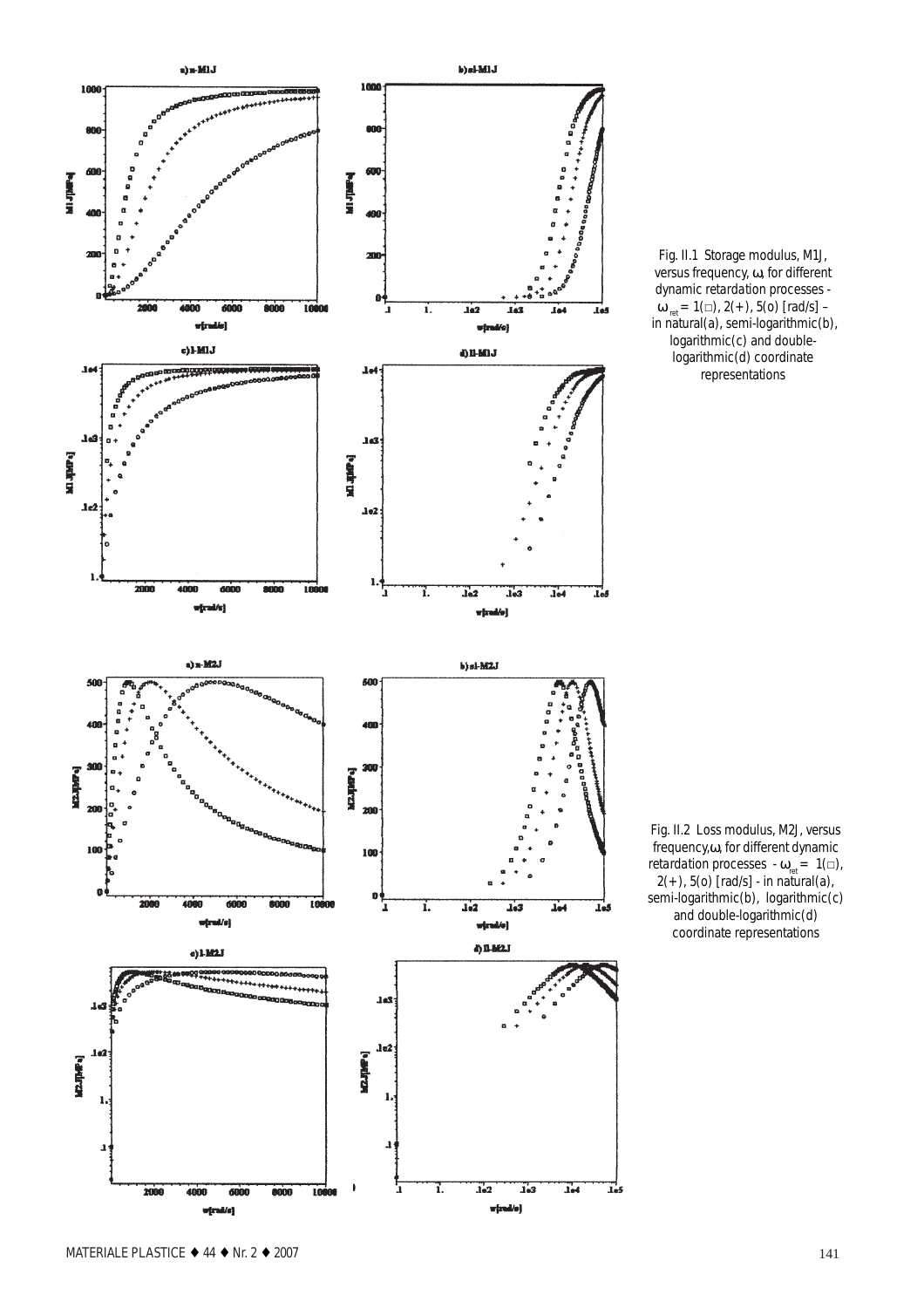Fig. II.1 Storage modulus, M1J, versus frequency, $\omega$, for different dynamic retardation processes - $\omega_{ret}$ = 1(□), 2(+), 5(o) [rad/s] – in natural(a), semi-logarithmic(b), logarithmic(c) and double-logarithmic(d) coordinate representations

Fig. II.2 Loss modulus, M2J, versus frequency, $\omega$, for different dynamic retardation processes - $\omega_{ret}$ = 1(□), 2(+), 5(o) [rad/s] - in natural(a), semi-logarithmic(b), logarithmic(c) and double-logarithmic(d) coordinate representations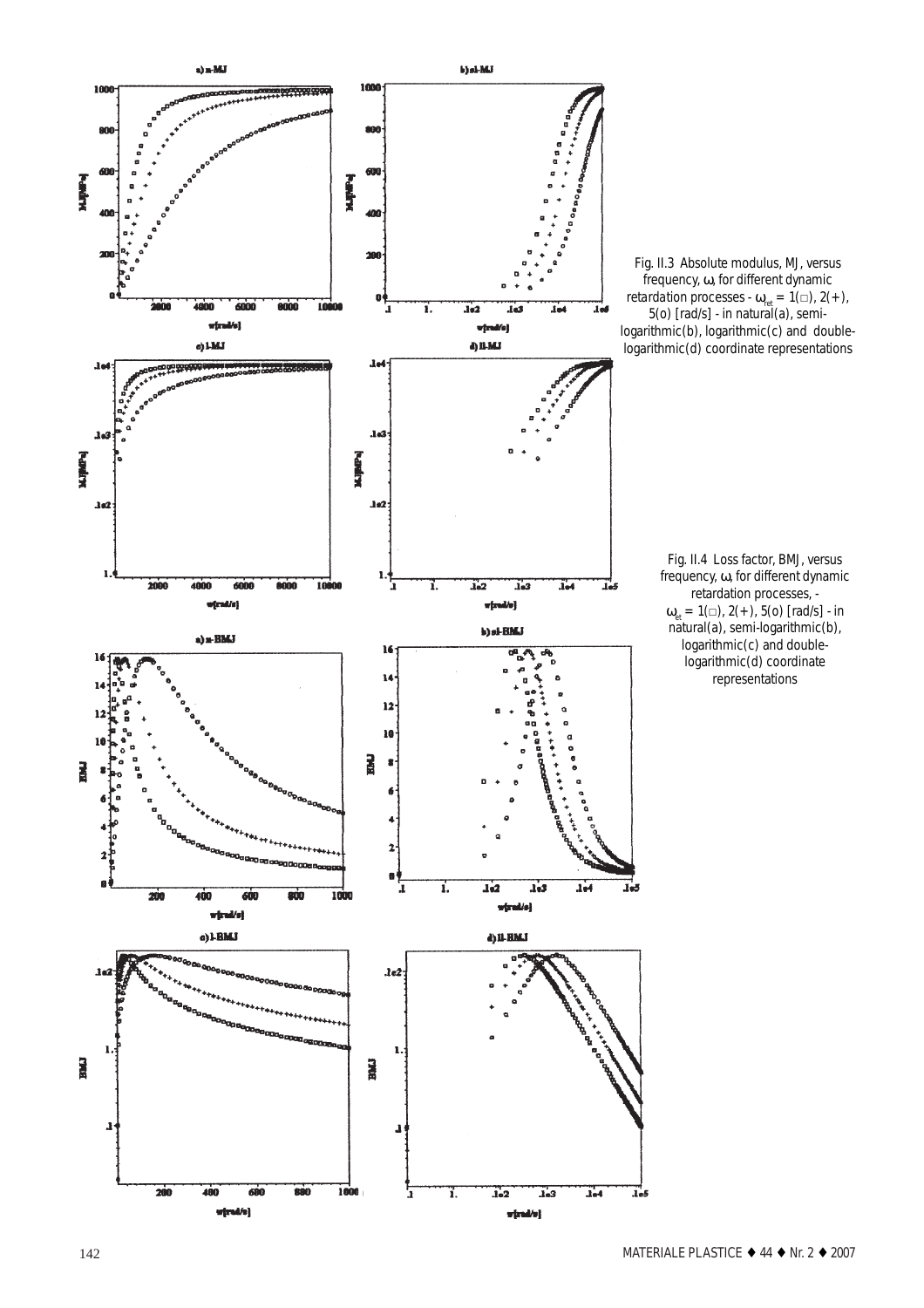Fig. II.3 Absolute modulus, MJ, versus frequency, $\omega$, for different dynamic retardation processes - $\omega_{ret}$ = 1(□), 2(+), 5(o) [rad/s] - in natural(a), semi-logarithmic(b), logarithmic(c) and double-logarithmic(d) coordinate representations

Fig. II.4 Loss factor, BMJ, versus frequency, $\omega$, for different dynamic retardation processes, - $\omega_{et}$ = 1(□), 2(+), 5(o) [rad/s] - in natural(a), semi-logarithmic(b), logarithmic(c) and double-logarithmic(d) coordinate representations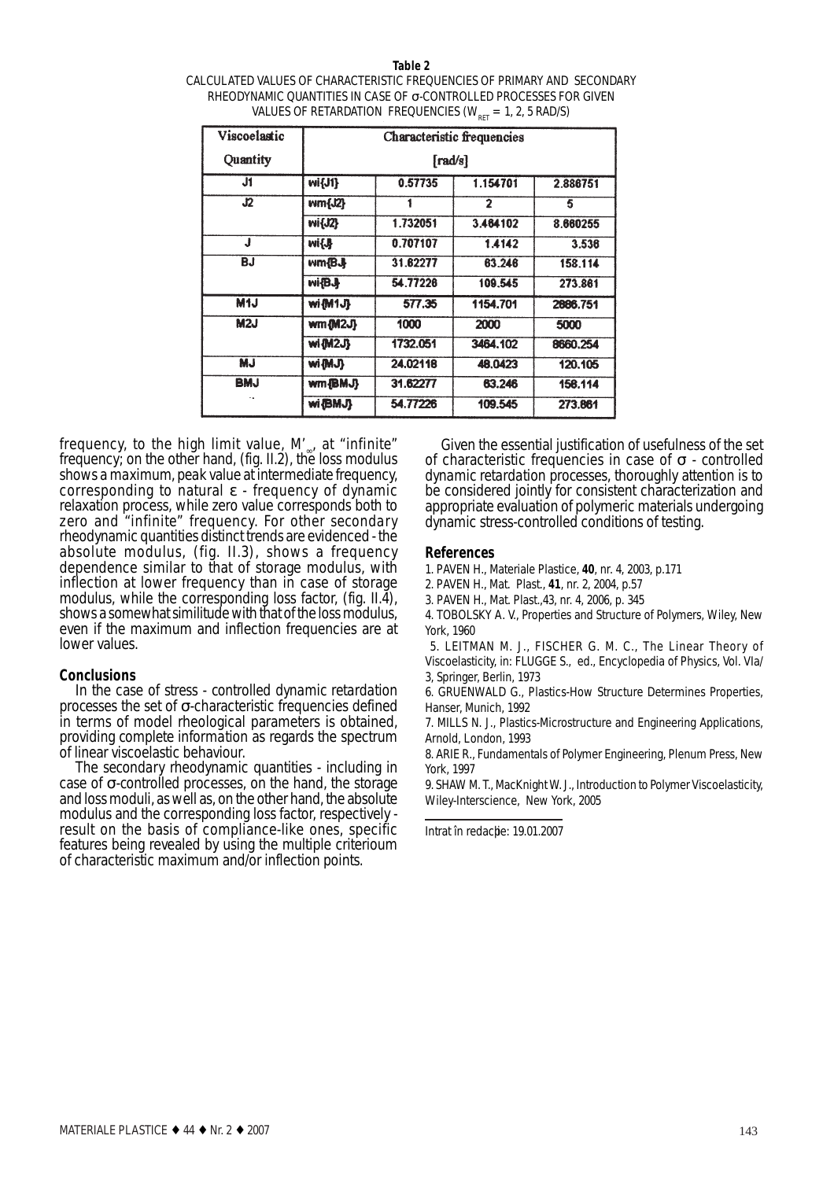**Table 2**
CALCULATED VALUES OF CHARACTERISTIC FREQUENCIES OF PRIMARY AND SECONDARY RHEODYNAMIC QUANTITIES IN CASE OF σ-CONTROLLED PROCESSES FOR GIVEN VALUES OF RETARDATION FREQUENCIES ($W_{RET}$ = 1, 2, 5 RAD/S)

| Viscoelastic Quantity | Characteristic frequencies [rad/s] | | | |
|---|---|---|---|---|
| J1 | wi{J1} | 0.57735 | 1.154701 | 2.886751 |
| J2 | wm{J2} | 1 | 2 | 5 |
| | wi{J2} | 1.732051 | 3.464102 | 8.660255 |
| J | wi{J} | 0.707107 | 1.4142 | 3.536 |
| BJ | wm{BJ} | 31.62277 | 63.246 | 158.114 |
| | wi{BJ} | 54.77226 | 109.545 | 273.861 |
| M1J | wi{M1J} | 577.35 | 1154.701 | 2886.751 |
| M2J | wm{M2J} | 1000 | 2000 | 5000 |
| | wi{M2J} | 1732.051 | 3464.102 | 8660.254 |
| MJ | wi{MJ} | 24.02118 | 48.0423 | 120.105 |
| BMJ | wm{BMJ} | 31.62277 | 63.246 | 158.114 |
| | wi{BMJ} | 54.77226 | 109.545 | 273.861 |

frequency, to the high limit value, $M'_{\infty}$, at "infinite" frequency; on the other hand, (fig. II.2), the loss modulus shows a maximum, peak value at intermediate frequency, corresponding to natural ε - frequency of dynamic relaxation process, while zero value corresponds both to zero and "infinite" frequency. For other secondary rheodynamic quantities distinct trends are evidenced - the absolute modulus, (fig. II.3), shows a frequency dependence similar to that of storage modulus, with inflection at lower frequency than in case of storage modulus, while the corresponding loss factor, (fig. II.4), shows a somewhat similitude with that of the loss modulus, even if the maximum and inflection frequencies are at lower values.

## Conclusions

In the case of stress - controlled dynamic retardation processes the set of σ-characteristic frequencies defined in terms of model rheological parameters is obtained, providing complete information as regards the spectrum of linear viscoelastic behaviour.

The secondary rheodynamic quantities - including in case of σ-controlled processes, on the hand, the storage and loss moduli, as well as, on the other hand, the absolute modulus and the corresponding loss factor, respectively - result on the basis of compliance-like ones, specific features being revealed by using the multiple criterioum of characteristic maximum and/or inflection points.

Given the essential justification of usefulness of the set of characteristic frequencies in case of σ - controlled dynamic retardation processes, thoroughly attention is to be considered jointly for consistent characterization and appropriate evaluation of polymeric materials undergoing dynamic stress-controlled conditions of testing.

## References

1. PAVEN H., Materiale Plastice, **40**, nr. 4, 2003, p.171
2. PAVEN H., Mat. Plast., **41**, nr. 2, 2004, p.57
3. PAVEN H., Mat. Plast.,43, nr. 4, 2006, p. 345
4. TOBOLSKY A. V., Properties and Structure of Polymers, Wiley, New York, 1960
5. LEITMAN M. J., FISCHER G. M. C., The Linear Theory of Viscoelasticity, in: FLUGGE S., ed., Encyclopedia of Physics, Vol. VIa/3, Springer, Berlin, 1973
6. GRUENWALD G., Plastics-How Structure Determines Properties, Hanser, Munich, 1992
7. MILLS N. J., Plastics-Microstructure and Engineering Applications, Arnold, London, 1993
8. ARIE R., Fundamentals of Polymer Engineering, Plenum Press, New York, 1997
9. SHAW M. T., MacKnight W. J., Introduction to Polymer Viscoelasticity, Wiley-Interscience, New York, 2005

Intrat în redacție: 19.01.2007